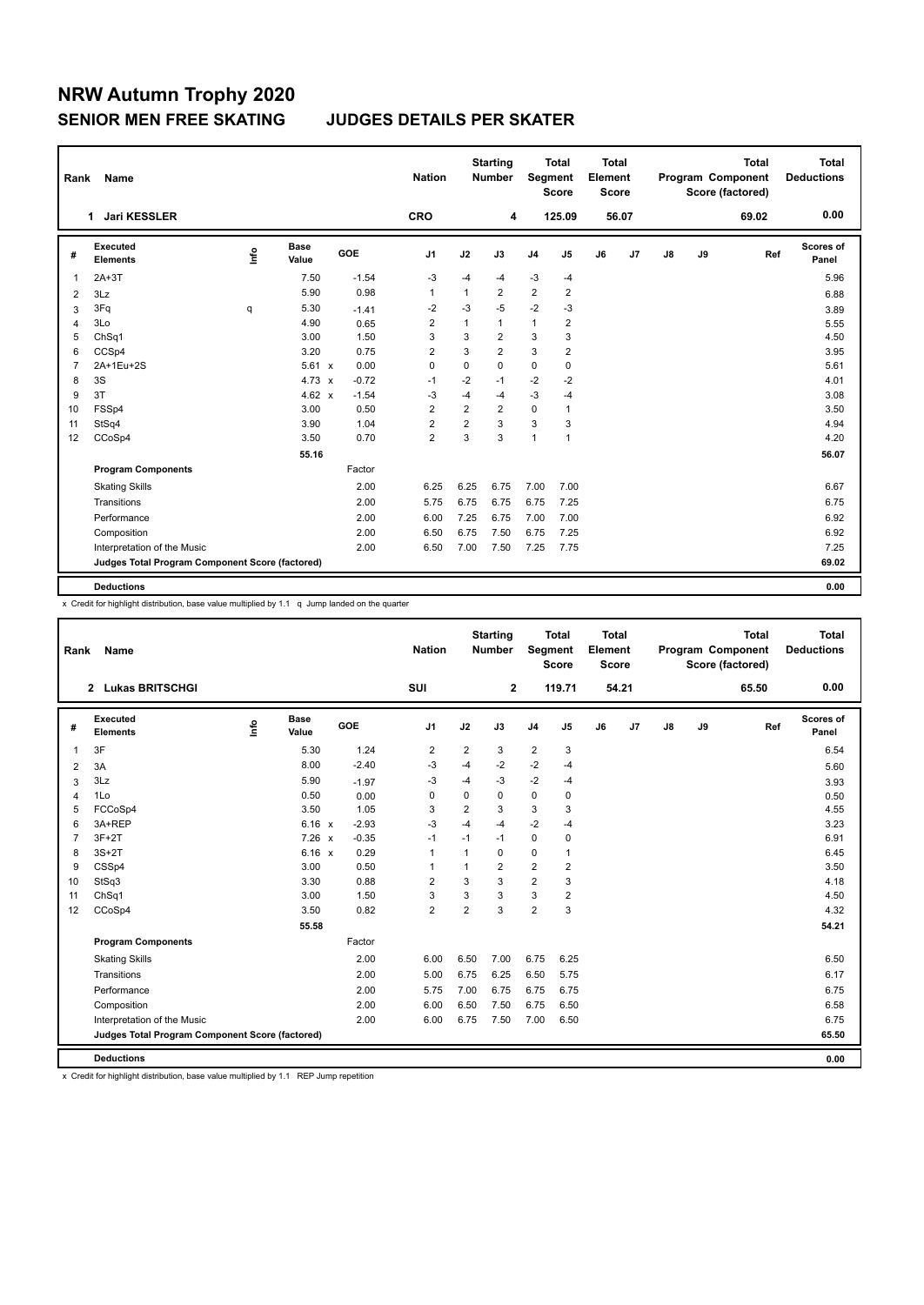# NRW Autumn Trophy 2020

## SENIOR MEN FREE SKATING JUDGES DETAILS PER SKATER

| Rank | Name | Nation | Starting Number | Total Segment Score | Total Element Score | Total Program Component Score (factored) | Total Deductions |
|---|---|---|---|---|---|---|---|
| 1 | Jari KESSLER | CRO | 4 | 125.09 | 56.07 | 69.02 | 0.00 |

| # | Executed Elements | Info | Base Value | | GOE | J1 | J2 | J3 | J4 | J5 | J6 | J7 | J8 | J9 | Ref | Scores of Panel |
|---|---|---|---|---|---|---|---|---|---|---|---|---|---|---|---|---|
| 1 | 2A+3T | | 7.50 | | -1.54 | -3 | -4 | -4 | -3 | -4 | | | | | | 5.96 |
| 2 | 3Lz | | 5.90 | | 0.98 | 1 | 1 | 2 | 2 | 2 | | | | | | 6.88 |
| 3 | 3Fq | q | 5.30 | | -1.41 | -2 | -3 | -5 | -2 | -3 | | | | | | 3.89 |
| 4 | 3Lo | | 4.90 | | 0.65 | 2 | 1 | 1 | 1 | 2 | | | | | | 5.55 |
| 5 | ChSq1 | | 3.00 | | 1.50 | 3 | 3 | 2 | 3 | 3 | | | | | | 4.50 |
| 6 | CCSp4 | | 3.20 | | 0.75 | 2 | 3 | 2 | 3 | 2 | | | | | | 3.95 |
| 7 | 2A+1Eu+2S | | 5.61 | x | 0.00 | 0 | 0 | 0 | 0 | 0 | | | | | | 5.61 |
| 8 | 3S | | 4.73 | x | -0.72 | -1 | -2 | -1 | -2 | -2 | | | | | | 4.01 |
| 9 | 3T | | 4.62 | x | -1.54 | -3 | -4 | -4 | -3 | -4 | | | | | | 3.08 |
| 10 | FSSp4 | | 3.00 | | 0.50 | 2 | 2 | 2 | 0 | 1 | | | | | | 3.50 |
| 11 | StSq4 | | 3.90 | | 1.04 | 2 | 2 | 3 | 3 | 3 | | | | | | 4.94 |
| 12 | CCoSp4 | | 3.50 | | 0.70 | 2 | 3 | 3 | 1 | 1 | | | | | | 4.20 |
| | | | 55.16 | | | | | | | | | | | | | 56.07 |

| Program Components | Factor | J1 | J2 | J3 | J4 | J5 | J6 | J7 | J8 | J9 | Scores of Panel |
|---|---|---|---|---|---|---|---|---|---|---|---|
| Skating Skills | 2.00 | 6.25 | 6.25 | 6.75 | 7.00 | 7.00 | | | | | 6.67 |
| Transitions | 2.00 | 5.75 | 6.75 | 6.75 | 6.75 | 7.25 | | | | | 6.75 |
| Performance | 2.00 | 6.00 | 7.25 | 6.75 | 7.00 | 7.00 | | | | | 6.92 |
| Composition | 2.00 | 6.50 | 6.75 | 7.50 | 6.75 | 7.25 | | | | | 6.92 |
| Interpretation of the Music | 2.00 | 6.50 | 7.00 | 7.50 | 7.25 | 7.75 | | | | | 7.25 |
| Judges Total Program Component Score (factored) | | | | | | | | | | | 69.02 |
| Deductions | | | | | | | | | | | 0.00 |

x Credit for highlight distribution, base value multiplied by 1.1 q Jump landed on the quarter

| Rank | Name | Nation | Starting Number | Total Segment Score | Total Element Score | Total Program Component Score (factored) | Total Deductions |
|---|---|---|---|---|---|---|---|
| 2 | Lukas BRITSCHGI | SUI | 2 | 119.71 | 54.21 | 65.50 | 0.00 |

| # | Executed Elements | Info | Base Value | | GOE | J1 | J2 | J3 | J4 | J5 | J6 | J7 | J8 | J9 | Ref | Scores of Panel |
|---|---|---|---|---|---|---|---|---|---|---|---|---|---|---|---|---|
| 1 | 3F | | 5.30 | | 1.24 | 2 | 2 | 3 | 2 | 3 | | | | | | 6.54 |
| 2 | 3A | | 8.00 | | -2.40 | -3 | -4 | -2 | -2 | -4 | | | | | | 5.60 |
| 3 | 3Lz | | 5.90 | | -1.97 | -3 | -4 | -3 | -2 | -4 | | | | | | 3.93 |
| 4 | 1Lo | | 0.50 | | 0.00 | 0 | 0 | 0 | 0 | 0 | | | | | | 0.50 |
| 5 | FCCoSp4 | | 3.50 | | 1.05 | 3 | 2 | 3 | 3 | 3 | | | | | | 4.55 |
| 6 | 3A+REP | | 6.16 | x | -2.93 | -3 | -4 | -4 | -2 | -4 | | | | | | 3.23 |
| 7 | 3F+2T | | 7.26 | x | -0.35 | -1 | -1 | -1 | 0 | 0 | | | | | | 6.91 |
| 8 | 3S+2T | | 6.16 | x | 0.29 | 1 | 1 | 0 | 0 | 1 | | | | | | 6.45 |
| 9 | CSSp4 | | 3.00 | | 0.50 | 1 | 1 | 2 | 2 | 2 | | | | | | 3.50 |
| 10 | StSq3 | | 3.30 | | 0.88 | 2 | 3 | 3 | 2 | 3 | | | | | | 4.18 |
| 11 | ChSq1 | | 3.00 | | 1.50 | 3 | 3 | 3 | 3 | 2 | | | | | | 4.50 |
| 12 | CCoSp4 | | 3.50 | | 0.82 | 2 | 2 | 3 | 2 | 3 | | | | | | 4.32 |
| | | | 55.58 | | | | | | | | | | | | | 54.21 |

| Program Components | Factor | J1 | J2 | J3 | J4 | J5 | J6 | J7 | J8 | J9 | Scores of Panel |
|---|---|---|---|---|---|---|---|---|---|---|---|
| Skating Skills | 2.00 | 6.00 | 6.50 | 7.00 | 6.75 | 6.25 | | | | | 6.50 |
| Transitions | 2.00 | 5.00 | 6.75 | 6.25 | 6.50 | 5.75 | | | | | 6.17 |
| Performance | 2.00 | 5.75 | 7.00 | 6.75 | 6.75 | 6.75 | | | | | 6.75 |
| Composition | 2.00 | 6.00 | 6.50 | 7.50 | 6.75 | 6.50 | | | | | 6.58 |
| Interpretation of the Music | 2.00 | 6.00 | 6.75 | 7.50 | 7.00 | 6.50 | | | | | 6.75 |
| Judges Total Program Component Score (factored) | | | | | | | | | | | 65.50 |
| Deductions | | | | | | | | | | | 0.00 |

x Credit for highlight distribution, base value multiplied by 1.1 REP Jump repetition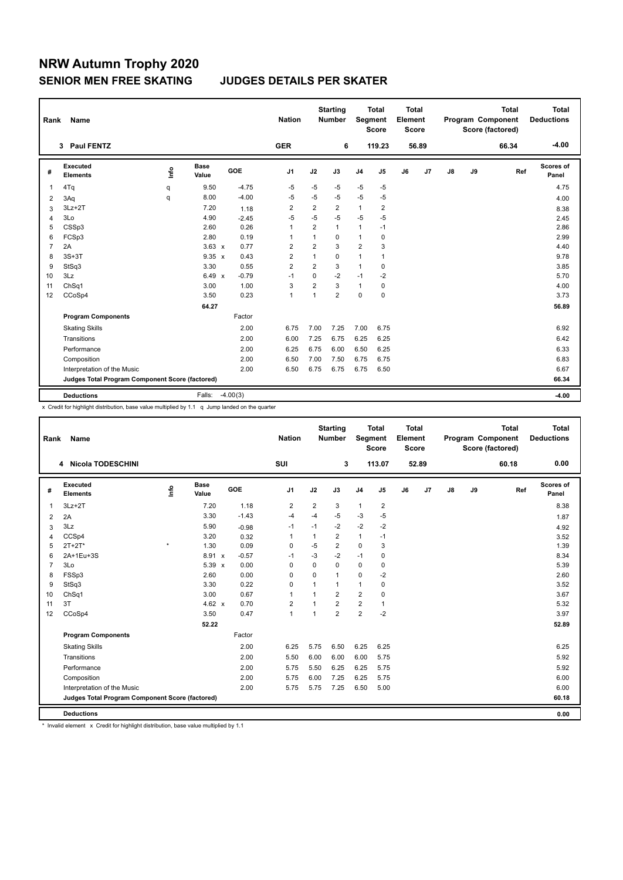# NRW Autumn Trophy 2020

## SENIOR MEN FREE SKATING JUDGES DETAILS PER SKATER

| Rank | Name | Nation | Starting Number | Total Segment Score | Total Element Score | Total Program Component Score (factored) | Total Deductions |
|---|---|---|---|---|---|---|---|
| 3 | Paul FENTZ | GER | 6 | 119.23 | 56.89 | 66.34 | -4.00 |

| # | Executed Elements | Info | Base Value | | GOE | J1 | J2 | J3 | J4 | J5 | J6 | J7 | J8 | J9 | Ref | Scores of Panel |
|---|---|---|---|---|---|---|---|---|---|---|---|---|---|---|---|---|
| 1 | 4Tq | q | 9.50 | | -4.75 | -5 | -5 | -5 | -5 | -5 | | | | | | 4.75 |
| 2 | 3Aq | q | 8.00 | | -4.00 | -5 | -5 | -5 | -5 | -5 | | | | | | 4.00 |
| 3 | 3Lz+2T | | 7.20 | | 1.18 | 2 | 2 | 2 | 1 | 2 | | | | | | 8.38 |
| 4 | 3Lo | | 4.90 | | -2.45 | -5 | -5 | -5 | -5 | -5 | | | | | | 2.45 |
| 5 | CSSp3 | | 2.60 | | 0.26 | 1 | 2 | 1 | 1 | -1 | | | | | | 2.86 |
| 6 | FCSp3 | | 2.80 | | 0.19 | 1 | 1 | 0 | 1 | 0 | | | | | | 2.99 |
| 7 | 2A | | 3.63 | x | 0.77 | 2 | 2 | 3 | 2 | 3 | | | | | | 4.40 |
| 8 | 3S+3T | | 9.35 | x | 0.43 | 2 | 1 | 0 | 1 | 1 | | | | | | 9.78 |
| 9 | StSq3 | | 3.30 | | 0.55 | 2 | 2 | 3 | 1 | 0 | | | | | | 3.85 |
| 10 | 3Lz | | 6.49 | x | -0.79 | -1 | 0 | -2 | -1 | -2 | | | | | | 5.70 |
| 11 | ChSq1 | | 3.00 | | 1.00 | 3 | 2 | 3 | 1 | 0 | | | | | | 4.00 |
| 12 | CCoSp4 | | 3.50 | | 0.23 | 1 | 1 | 2 | 0 | 0 | | | | | | 3.73 |
| | | | 64.27 | | | | | | | | | | | | | 56.89 |
| | **Program Components** | | | | Factor | | | | | | | | | | | |
| | Skating Skills | | | | 2.00 | 6.75 | 7.00 | 7.25 | 7.00 | 6.75 | | | | | | 6.92 |
| | Transitions | | | | 2.00 | 6.00 | 7.25 | 6.75 | 6.25 | 6.25 | | | | | | 6.42 |
| | Performance | | | | 2.00 | 6.25 | 6.75 | 6.00 | 6.50 | 6.25 | | | | | | 6.33 |
| | Composition | | | | 2.00 | 6.50 | 7.00 | 7.50 | 6.75 | 6.75 | | | | | | 6.83 |
| | Interpretation of the Music | | | | 2.00 | 6.50 | 6.75 | 6.75 | 6.75 | 6.50 | | | | | | 6.67 |
| | **Judges Total Program Component Score (factored)** | | | | | | | | | | | | | | | 66.34 |
| | **Deductions** | | Falls: | | -4.00(3) | | | | | | | | | | | -4.00 |

x Credit for highlight distribution, base value multiplied by 1.1 q Jump landed on the quarter

| Rank | Name | Nation | Starting Number | Total Segment Score | Total Element Score | Total Program Component Score (factored) | Total Deductions |
|---|---|---|---|---|---|---|---|
| 4 | Nicola TODESCHINI | SUI | 3 | 113.07 | 52.89 | 60.18 | 0.00 |

| # | Executed Elements | Info | Base Value | | GOE | J1 | J2 | J3 | J4 | J5 | J6 | J7 | J8 | J9 | Ref | Scores of Panel |
|---|---|---|---|---|---|---|---|---|---|---|---|---|---|---|---|---|
| 1 | 3Lz+2T | | 7.20 | | 1.18 | 2 | 2 | 3 | 1 | 2 | | | | | | 8.38 |
| 2 | 2A | | 3.30 | | -1.43 | -4 | -4 | -5 | -3 | -5 | | | | | | 1.87 |
| 3 | 3Lz | | 5.90 | | -0.98 | -1 | -1 | -2 | -2 | -2 | | | | | | 4.92 |
| 4 | CCSp4 | | 3.20 | | 0.32 | 1 | 1 | 2 | 1 | -1 | | | | | | 3.52 |
| 5 | 2T+2T* | * | 1.30 | | 0.09 | 0 | -5 | 2 | 0 | 3 | | | | | | 1.39 |
| 6 | 2A+1Eu+3S | | 8.91 | x | -0.57 | -1 | -3 | -2 | -1 | 0 | | | | | | 8.34 |
| 7 | 3Lo | | 5.39 | x | 0.00 | 0 | 0 | 0 | 0 | 0 | | | | | | 5.39 |
| 8 | FSSp3 | | 2.60 | | 0.00 | 0 | 0 | 1 | 0 | -2 | | | | | | 2.60 |
| 9 | StSq3 | | 3.30 | | 0.22 | 0 | 1 | 1 | 1 | 0 | | | | | | 3.52 |
| 10 | ChSq1 | | 3.00 | | 0.67 | 1 | 1 | 2 | 2 | 0 | | | | | | 3.67 |
| 11 | 3T | | 4.62 | x | 0.70 | 2 | 1 | 2 | 2 | 1 | | | | | | 5.32 |
| 12 | CCoSp4 | | 3.50 | | 0.47 | 1 | 1 | 2 | 2 | -2 | | | | | | 3.97 |
| | | | 52.22 | | | | | | | | | | | | | 52.89 |
| | **Program Components** | | | | Factor | | | | | | | | | | | |
| | Skating Skills | | | | 2.00 | 6.25 | 5.75 | 6.50 | 6.25 | 6.25 | | | | | | 6.25 |
| | Transitions | | | | 2.00 | 5.50 | 6.00 | 6.00 | 6.00 | 5.75 | | | | | | 5.92 |
| | Performance | | | | 2.00 | 5.75 | 5.50 | 6.25 | 6.25 | 5.75 | | | | | | 5.92 |
| | Composition | | | | 2.00 | 5.75 | 6.00 | 7.25 | 6.25 | 5.75 | | | | | | 6.00 |
| | Interpretation of the Music | | | | 2.00 | 5.75 | 5.75 | 7.25 | 6.50 | 5.00 | | | | | | 6.00 |
| | **Judges Total Program Component Score (factored)** | | | | | | | | | | | | | | | 60.18 |
| | **Deductions** | | | | | | | | | | | | | | | 0.00 |

\* Invalid element x Credit for highlight distribution, base value multiplied by 1.1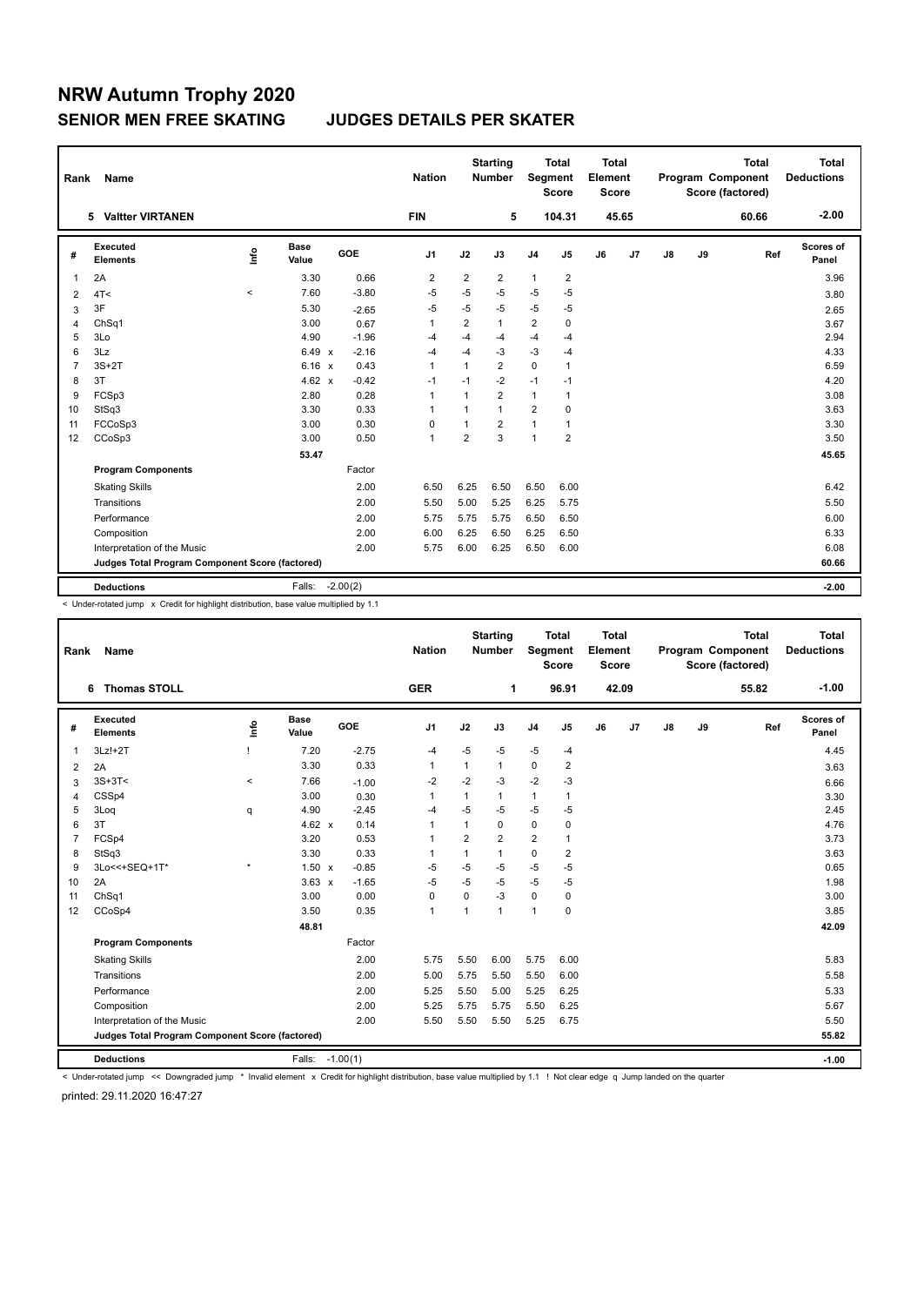# NRW Autumn Trophy 2020

## SENIOR MEN FREE SKATING JUDGES DETAILS PER SKATER

| Rank | Name | Nation | Starting Number | Total Segment Score | Total Element Score | Total Program Component Score (factored) | Total Deductions |
|---|---|---|---|---|---|---|---|
| 5 | Valtter VIRTANEN | FIN | 5 | 104.31 | 45.65 | 60.66 | -2.00 |

| # | Executed Elements | Info | Base Value | | GOE | J1 | J2 | J3 | J4 | J5 | J6 | J7 | J8 | J9 | Ref | Scores of Panel |
|---|---|---|---|---|---|---|---|---|---|---|---|---|---|---|---|---|
| 1 | 2A | | 3.30 | | 0.66 | 2 | 2 | 2 | 1 | 2 | | | | | | 3.96 |
| 2 | 4T< | < | 7.60 | | -3.80 | -5 | -5 | -5 | -5 | -5 | | | | | | 3.80 |
| 3 | 3F | | 5.30 | | -2.65 | -5 | -5 | -5 | -5 | -5 | | | | | | 2.65 |
| 4 | ChSq1 | | 3.00 | | 0.67 | 1 | 2 | 1 | 2 | 0 | | | | | | 3.67 |
| 5 | 3Lo | | 4.90 | | -1.96 | -4 | -4 | -4 | -4 | -4 | | | | | | 2.94 |
| 6 | 3Lz | | 6.49 | x | -2.16 | -4 | -4 | -3 | -3 | -4 | | | | | | 4.33 |
| 7 | 3S+2T | | 6.16 | x | 0.43 | 1 | 1 | 2 | 0 | 1 | | | | | | 6.59 |
| 8 | 3T | | 4.62 | x | -0.42 | -1 | -1 | -2 | -1 | -1 | | | | | | 4.20 |
| 9 | FCSp3 | | 2.80 | | 0.28 | 1 | 1 | 2 | 1 | 1 | | | | | | 3.08 |
| 10 | StSq3 | | 3.30 | | 0.33 | 1 | 1 | 1 | 2 | 0 | | | | | | 3.63 |
| 11 | FCCoSp3 | | 3.00 | | 0.30 | 0 | 1 | 2 | 1 | 1 | | | | | | 3.30 |
| 12 | CCoSp3 | | 3.00 | | 0.50 | 1 | 2 | 3 | 1 | 2 | | | | | | 3.50 |
| | | | 53.47 | | | | | | | | | | | | | 45.65 |
| | **Program Components** | | | | Factor | | | | | | | | | | | |
| | Skating Skills | | | | 2.00 | 6.50 | 6.25 | 6.50 | 6.50 | 6.00 | | | | | | 6.42 |
| | Transitions | | | | 2.00 | 5.50 | 5.00 | 5.25 | 6.25 | 5.75 | | | | | | 5.50 |
| | Performance | | | | 2.00 | 5.75 | 5.75 | 5.75 | 6.50 | 6.50 | | | | | | 6.00 |
| | Composition | | | | 2.00 | 6.00 | 6.25 | 6.50 | 6.25 | 6.50 | | | | | | 6.33 |
| | Interpretation of the Music | | | | 2.00 | 5.75 | 6.00 | 6.25 | 6.50 | 6.00 | | | | | | 6.08 |
| | **Judges Total Program Component Score (factored)** | | | | | | | | | | | | | | | 60.66 |
| | **Deductions** | | Falls: | | -2.00(2) | | | | | | | | | | | -2.00 |

< Under-rotated jump x Credit for highlight distribution, base value multiplied by 1.1

| Rank | Name | Nation | Starting Number | Total Segment Score | Total Element Score | Total Program Component Score (factored) | Total Deductions |
|---|---|---|---|---|---|---|---|
| 6 | Thomas STOLL | GER | 1 | 96.91 | 42.09 | 55.82 | -1.00 |

| # | Executed Elements | Info | Base Value | | GOE | J1 | J2 | J3 | J4 | J5 | J6 | J7 | J8 | J9 | Ref | Scores of Panel |
|---|---|---|---|---|---|---|---|---|---|---|---|---|---|---|---|---|
| 1 | 3Lz!+2T | ! | 7.20 | | -2.75 | -4 | -5 | -5 | -5 | -4 | | | | | | 4.45 |
| 2 | 2A | | 3.30 | | 0.33 | 1 | 1 | 1 | 0 | 2 | | | | | | 3.63 |
| 3 | 3S+3T< | < | 7.66 | | -1.00 | -2 | -2 | -3 | -2 | -3 | | | | | | 6.66 |
| 4 | CSSp4 | | 3.00 | | 0.30 | 1 | 1 | 1 | 1 | 1 | | | | | | 3.30 |
| 5 | 3Loq | q | 4.90 | | -2.45 | -4 | -5 | -5 | -5 | -5 | | | | | | 2.45 |
| 6 | 3T | | 4.62 | x | 0.14 | 1 | 1 | 0 | 0 | 0 | | | | | | 4.76 |
| 7 | FCSp4 | | 3.20 | | 0.53 | 1 | 2 | 2 | 2 | 1 | | | | | | 3.73 |
| 8 | StSq3 | | 3.30 | | 0.33 | 1 | 1 | 1 | 0 | 2 | | | | | | 3.63 |
| 9 | 3Lo<<+SEQ+1T* | * | 1.50 | x | -0.85 | -5 | -5 | -5 | -5 | -5 | | | | | | 0.65 |
| 10 | 2A | | 3.63 | x | -1.65 | -5 | -5 | -5 | -5 | -5 | | | | | | 1.98 |
| 11 | ChSq1 | | 3.00 | | 0.00 | 0 | 0 | -3 | 0 | 0 | | | | | | 3.00 |
| 12 | CCoSp4 | | 3.50 | | 0.35 | 1 | 1 | 1 | 1 | 0 | | | | | | 3.85 |
| | | | 48.81 | | | | | | | | | | | | | 42.09 |
| | **Program Components** | | | | Factor | | | | | | | | | | | |
| | Skating Skills | | | | 2.00 | 5.75 | 5.50 | 6.00 | 5.75 | 6.00 | | | | | | 5.83 |
| | Transitions | | | | 2.00 | 5.00 | 5.75 | 5.50 | 5.50 | 6.00 | | | | | | 5.58 |
| | Performance | | | | 2.00 | 5.25 | 5.50 | 5.00 | 5.25 | 6.25 | | | | | | 5.33 |
| | Composition | | | | 2.00 | 5.25 | 5.75 | 5.75 | 5.50 | 6.25 | | | | | | 5.67 |
| | Interpretation of the Music | | | | 2.00 | 5.50 | 5.50 | 5.50 | 5.25 | 6.75 | | | | | | 5.50 |
| | **Judges Total Program Component Score (factored)** | | | | | | | | | | | | | | | 55.82 |
| | **Deductions** | | Falls: | | -1.00(1) | | | | | | | | | | | -1.00 |

< Under-rotated jump << Downgraded jump * Invalid element x Credit for highlight distribution, base value multiplied by 1.1 ! Not clear edge q Jump landed on the quarter

printed: 29.11.2020 16:47:27